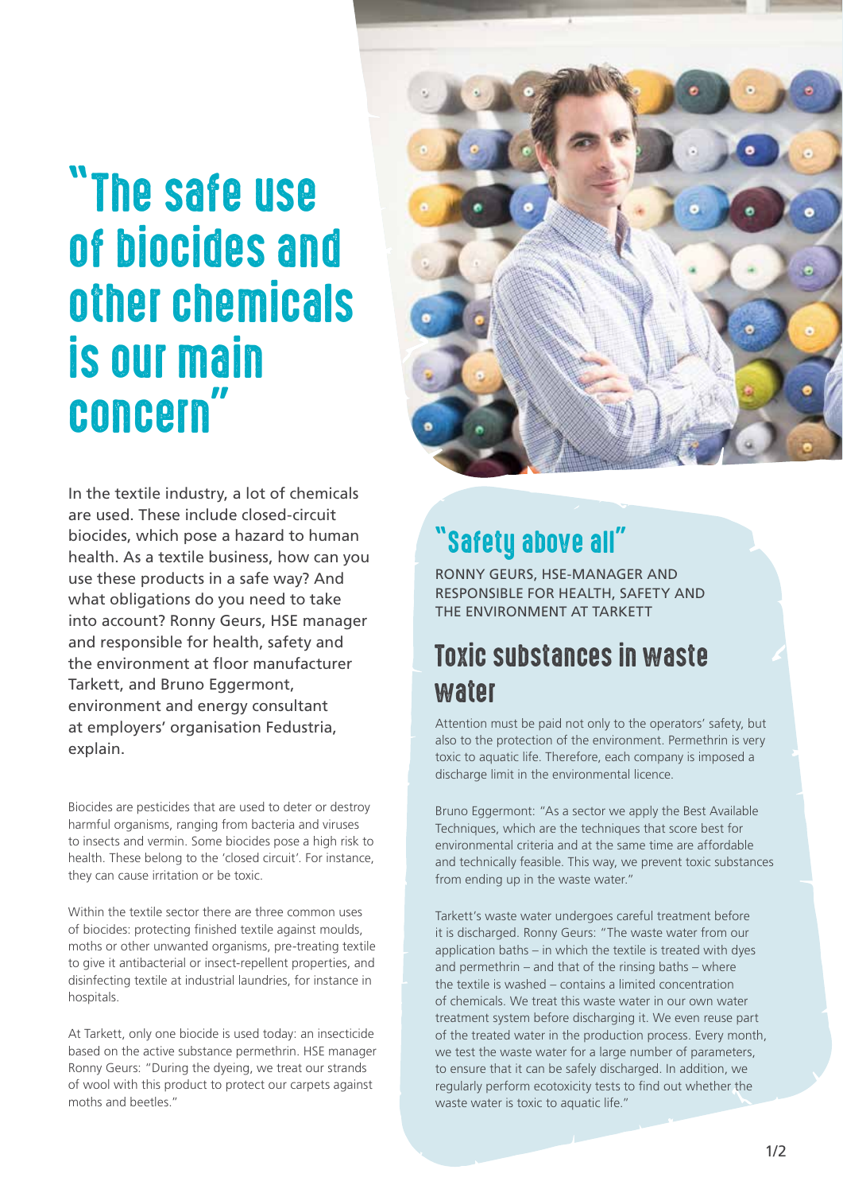# "The safe use of biocides and other chemicals is our main concern"

In the textile industry, a lot of chemicals are used. These include closed-circuit biocides, which pose a hazard to human health. As a textile business, how can you use these products in a safe way? And what obligations do you need to take into account? Ronny Geurs, HSE manager and responsible for health, safety and the environment at floor manufacturer Tarkett, and Bruno Eggermont, environment and energy consultant at employers' organisation Fedustria, explain.

Biocides are pesticides that are used to deter or destroy harmful organisms, ranging from bacteria and viruses to insects and vermin. Some biocides pose a high risk to health. These belong to the 'closed circuit'. For instance, they can cause irritation or be toxic.

Within the textile sector there are three common uses of biocides: protecting finished textile against moulds, moths or other unwanted organisms, pre-treating textile to give it antibacterial or insect-repellent properties, and disinfecting textile at industrial laundries, for instance in hospitals.

At Tarkett, only one biocide is used today: an insecticide based on the active substance permethrin. HSE manager Ronny Geurs: "During the dyeing, we treat our strands of wool with this product to protect our carpets against moths and beetles."

## "Safety above all"

RONNY GEURS, HSE-MANAGER AND RESPONSIBLE FOR HEALTH, SAFETY AND THE ENVIRONMENT AT TARKETT

## Toxic substances in waste water

Attention must be paid not only to the operators' safety, but also to the protection of the environment. Permethrin is very toxic to aquatic life. Therefore, each company is imposed a discharge limit in the environmental licence.

Bruno Eggermont: "As a sector we apply the Best Available Techniques, which are the techniques that score best for environmental criteria and at the same time are affordable and technically feasible. This way, we prevent toxic substances from ending up in the waste water."

Tarkett's waste water undergoes careful treatment before it is discharged. Ronny Geurs: "The waste water from our application baths – in which the textile is treated with dyes and permethrin – and that of the rinsing baths – where the textile is washed – contains a limited concentration of chemicals. We treat this waste water in our own water treatment system before discharging it. We even reuse part of the treated water in the production process. Every month, we test the waste water for a large number of parameters, to ensure that it can be safely discharged. In addition, we regularly perform ecotoxicity tests to find out whether the waste water is toxic to aquatic life."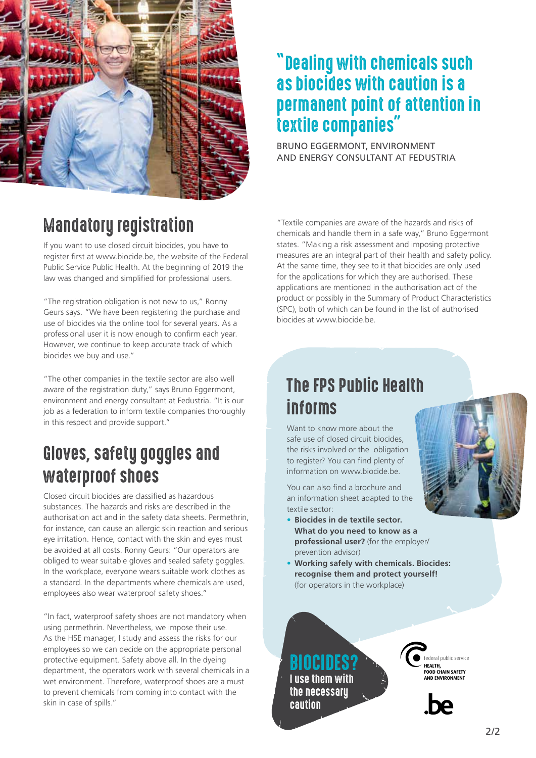## "Dealing with chemicals such as biocides with caution is a permanent point of attention in textile companies"

BRUNO EGGERMONT, ENVIRONMENT AND ENERGY CONSULTANT AT FEDUSTRIA

## Mandatory registration

If you want to use closed circuit biocides, you have to register first at www.biocide.be, the website of the Federal Public Service Public Health. At the beginning of 2019 the law was changed and simplified for professional users.

"The registration obligation is not new to us," Ronny Geurs says. "We have been registering the purchase and use of biocides via the online tool for several years. As a professional user it is now enough to confirm each year. However, we continue to keep accurate track of which biocides we buy and use."

"The other companies in the textile sector are also well aware of the registration duty," says Bruno Eggermont, environment and energy consultant at Fedustria. "It is our job as a federation to inform textile companies thoroughly in this respect and provide support."

## Gloves, safety goggles and waterproof shoes

Closed circuit biocides are classified as hazardous substances. The hazards and risks are described in the authorisation act and in the safety data sheets. Permethrin, for instance, can cause an allergic skin reaction and serious eye irritation. Hence, contact with the skin and eyes must be avoided at all costs. Ronny Geurs: "Our operators are obliged to wear suitable gloves and sealed safety goggles. In the workplace, everyone wears suitable work clothes as a standard. In the departments where chemicals are used, employees also wear waterproof safety shoes."

"In fact, waterproof safety shoes are not mandatory when using permethrin. Nevertheless, we impose their use. As the HSE manager, I study and assess the risks for our employees so we can decide on the appropriate personal protective equipment. Safety above all. In the dyeing department, the operators work with several chemicals in a wet environment. Therefore, waterproof shoes are a must to prevent chemicals from coming into contact with the skin in case of spills."

"Textile companies are aware of the hazards and risks of chemicals and handle them in a safe way," Bruno Eggermont states. "Making a risk assessment and imposing protective measures are an integral part of their health and safety policy. At the same time, they see to it that biocides are only used for the applications for which they are authorised. These applications are mentioned in the authorisation act of the product or possibly in the Summary of Product Characteristics (SPC), both of which can be found in the list of authorised biocides at www.biocide.be.

## The FPS Public Health informs

Want to know more about the safe use of closed circuit biocides, the risks involved or the obligation to register? You can find plenty of information on www.biocide.be.

You can also find a brochure and an information sheet adapted to the textile sector:

- **Biocides in de textile sector. What do you need to know as a professional user?** (for the employer/ prevention advisor)
- **Working safely with chemicals. Biocides: recognise them and protect yourself!** (for operators in the workplace)

**BIOCIDES? I use them with the necessary caution**

federal public service HEALTH, FOOD CHAIN SAFETY AND ENVIRONMENT

.be